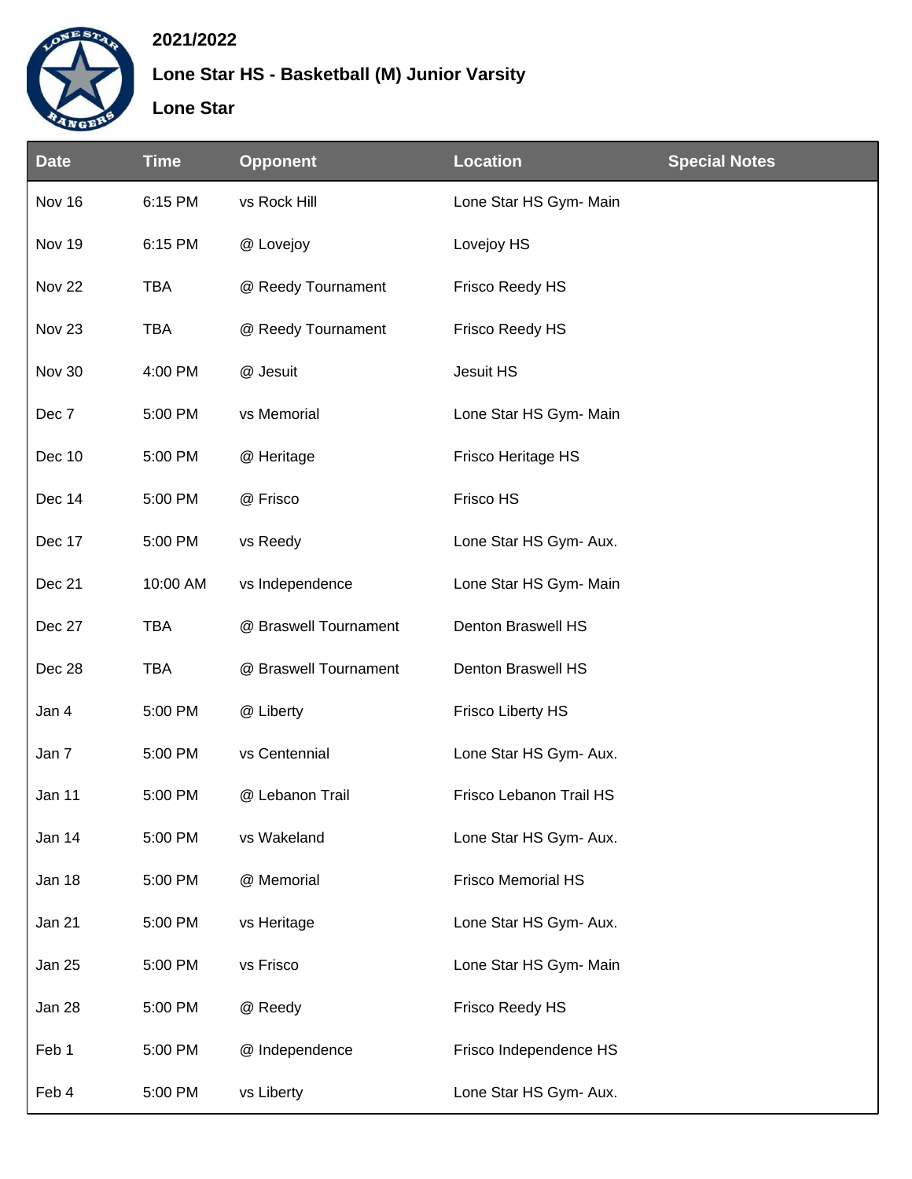**2021/2022**

**Lone Star HS - Basketball (M) Junior Varsity**

**Lone Star**

| Date | Time | Opponent | Location | Special Notes |
|---|---|---|---|---|
| Nov 16 | 6:15 PM | vs Rock Hill | Lone Star HS Gym- Main | |
| Nov 19 | 6:15 PM | @ Lovejoy | Lovejoy HS | |
| Nov 22 | TBA | @ Reedy Tournament | Frisco Reedy HS | |
| Nov 23 | TBA | @ Reedy Tournament | Frisco Reedy HS | |
| Nov 30 | 4:00 PM | @ Jesuit | Jesuit HS | |
| Dec 7 | 5:00 PM | vs Memorial | Lone Star HS Gym- Main | |
| Dec 10 | 5:00 PM | @ Heritage | Frisco Heritage HS | |
| Dec 14 | 5:00 PM | @ Frisco | Frisco HS | |
| Dec 17 | 5:00 PM | vs Reedy | Lone Star HS Gym- Aux. | |
| Dec 21 | 10:00 AM | vs Independence | Lone Star HS Gym- Main | |
| Dec 27 | TBA | @ Braswell Tournament | Denton Braswell HS | |
| Dec 28 | TBA | @ Braswell Tournament | Denton Braswell HS | |
| Jan 4 | 5:00 PM | @ Liberty | Frisco Liberty HS | |
| Jan 7 | 5:00 PM | vs Centennial | Lone Star HS Gym- Aux. | |
| Jan 11 | 5:00 PM | @ Lebanon Trail | Frisco Lebanon Trail HS | |
| Jan 14 | 5:00 PM | vs Wakeland | Lone Star HS Gym- Aux. | |
| Jan 18 | 5:00 PM | @ Memorial | Frisco Memorial HS | |
| Jan 21 | 5:00 PM | vs Heritage | Lone Star HS Gym- Aux. | |
| Jan 25 | 5:00 PM | vs Frisco | Lone Star HS Gym- Main | |
| Jan 28 | 5:00 PM | @ Reedy | Frisco Reedy HS | |
| Feb 1 | 5:00 PM | @ Independence | Frisco Independence HS | |
| Feb 4 | 5:00 PM | vs Liberty | Lone Star HS Gym- Aux. | |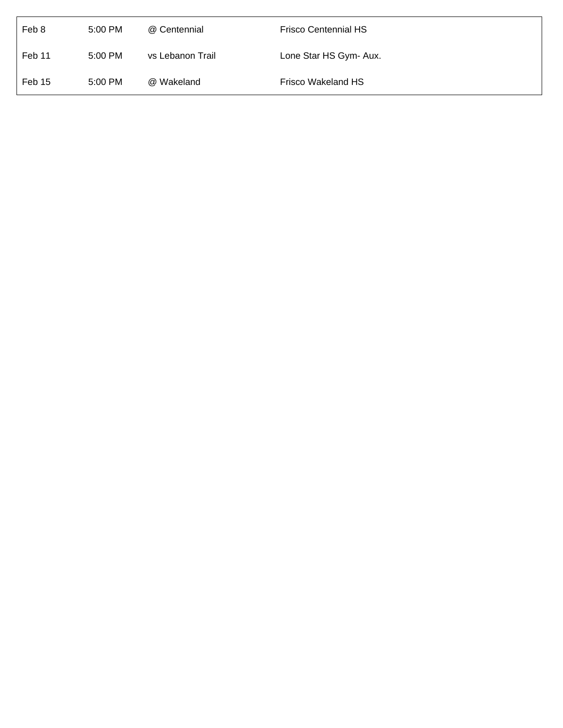| | | | |
|---|---|---|---|
| Feb 8 | 5:00 PM | @ Centennial | Frisco Centennial HS |
| Feb 11 | 5:00 PM | vs Lebanon Trail | Lone Star HS Gym- Aux. |
| Feb 15 | 5:00 PM | @ Wakeland | Frisco Wakeland HS |